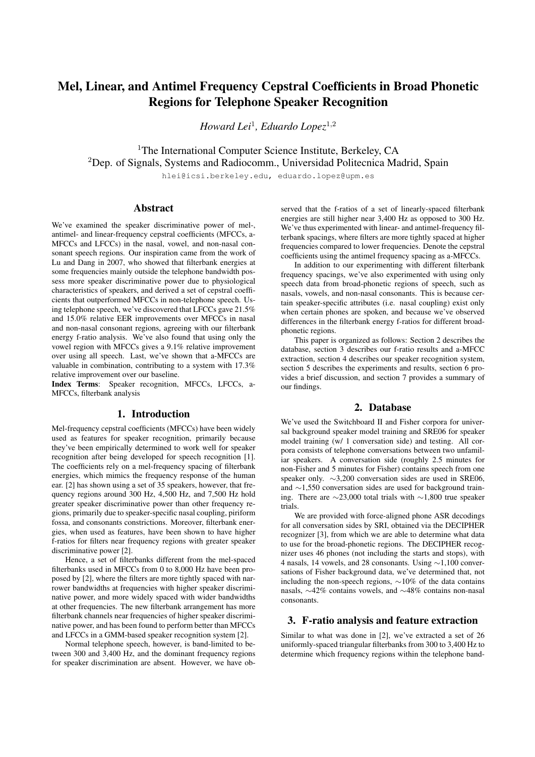# Mel, Linear, and Antimel Frequency Cepstral Coefficients in Broad Phonetic Regions for Telephone Speaker Recognition

*Howard Lei*[1], *Eduardo Lopez*[1,2]

[1]The International Computer Science Institute, Berkeley, CA
[2]Dep. of Signals, Systems and Radiocomm., Universidad Politecnica Madrid, Spain

hlei@icsi.berkeley.edu, eduardo.lopez@upm.es

## Abstract

We've examined the speaker discriminative power of mel-, antimel- and linear-frequency cepstral coefficients (MFCCs, a-MFCCs and LFCCs) in the nasal, vowel, and non-nasal consonant speech regions. Our inspiration came from the work of Lu and Dang in 2007, who showed that filterbank energies at some frequencies mainly outside the telephone bandwidth possess more speaker discriminative power due to physiological characteristics of speakers, and derived a set of cepstral coefficients that outperformed MFCCs in non-telephone speech. Using telephone speech, we've discovered that LFCCs gave 21.5% and 15.0% relative EER improvements over MFCCs in nasal and non-nasal consonant regions, agreeing with our filterbank energy f-ratio analysis. We've also found that using only the vowel region with MFCCs gives a 9.1% relative improvement over using all speech. Last, we've shown that a-MFCCs are valuable in combination, contributing to a system with 17.3% relative improvement over our baseline.

**Index Terms**: Speaker recognition, MFCCs, LFCCs, a-MFCCs, filterbank analysis

## 1. Introduction

Mel-frequency cepstral coefficients (MFCCs) have been widely used as features for speaker recognition, primarily because they've been empirically determined to work well for speaker recognition after being developed for speech recognition [1]. The coefficients rely on a mel-frequency spacing of filterbank energies, which mimics the frequency response of the human ear. [2] has shown using a set of 35 speakers, however, that frequency regions around 300 Hz, 4,500 Hz, and 7,500 Hz hold greater speaker discriminative power than other frequency regions, primarily due to speaker-specific nasal coupling, piriform fossa, and consonants constrictions. Moreover, filterbank energies, when used as features, have been shown to have higher f-ratios for filters near frequency regions with greater speaker discriminative power [2].

Hence, a set of filterbanks different from the mel-spaced filterbanks used in MFCCs from 0 to 8,000 Hz have been proposed by [2], where the filters are more tightly spaced with narrower bandwidths at frequencies with higher speaker discriminative power, and more widely spaced with wider bandwidths at other frequencies. The new filterbank arrangement has more filterbank channels near frequencies of higher speaker discriminative power, and has been found to perform better than MFCCs and LFCCs in a GMM-based speaker recognition system [2].

Normal telephone speech, however, is band-limited to between 300 and 3,400 Hz, and the dominant frequency regions for speaker discrimination are absent. However, we have observed that the f-ratios of a set of linearly-spaced filterbank energies are still higher near 3,400 Hz as opposed to 300 Hz. We've thus experimented with linear- and antimel-frequency filterbank spacings, where filters are more tightly spaced at higher frequencies compared to lower frequencies. Denote the cepstral coefficients using the antimel frequency spacing as a-MFCCs.

In addition to our experimenting with different filterbank frequency spacings, we've also experimented with using only speech data from broad-phonetic regions of speech, such as nasals, vowels, and non-nasal consonants. This is because certain speaker-specific attributes (i.e. nasal coupling) exist only when certain phones are spoken, and because we've observed differences in the filterbank energy f-ratios for different broad-phonetic regions.

This paper is organized as follows: Section 2 describes the database, section 3 describes our f-ratio results and a-MFCC extraction, section 4 describes our speaker recognition system, section 5 describes the experiments and results, section 6 provides a brief discussion, and section 7 provides a summary of our findings.

## 2. Database

We've used the Switchboard II and Fisher corpora for universal background speaker model training and SRE06 for speaker model training (w/ 1 conversation side) and testing. All corpora consists of telephone conversations between two unfamiliar speakers. A conversation side (roughly 2.5 minutes for non-Fisher and 5 minutes for Fisher) contains speech from one speaker only. ∼3,200 conversation sides are used in SRE06, and ∼1,550 conversation sides are used for background training. There are ∼23,000 total trials with ∼1,800 true speaker trials.

We are provided with force-aligned phone ASR decodings for all conversation sides by SRI, obtained via the DECIPHER recognizer [3], from which we are able to determine what data to use for the broad-phonetic regions. The DECIPHER recognizer uses 46 phones (not including the starts and stops), with 4 nasals, 14 vowels, and 28 consonants. Using ∼1,100 conversations of Fisher background data, we've determined that, not including the non-speech regions, ∼10% of the data contains nasals, ∼42% contains vowels, and ∼48% contains non-nasal consonants.

## 3. F-ratio analysis and feature extraction

Similar to what was done in [2], we've extracted a set of 26 uniformly-spaced triangular filterbanks from 300 to 3,400 Hz to determine which frequency regions within the telephone band-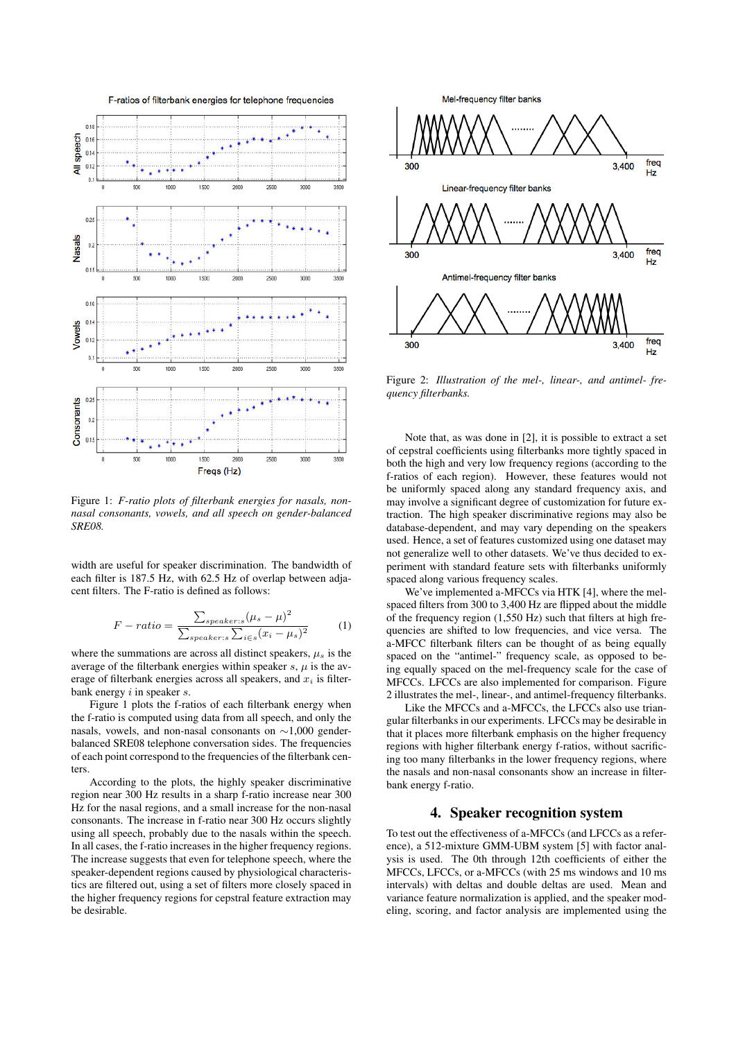Figure 1: *F-ratio plots of filterbank energies for nasals, non-nasal consonants, vowels, and all speech on gender-balanced SRE08.*

width are useful for speaker discrimination. The bandwidth of each filter is 187.5 Hz, with 62.5 Hz of overlap between adjacent filters. The F-ratio is defined as follows:

$$F-ratio = \frac{\sum_{speaker:s}(\mu_s - \mu)^2}{\sum_{speaker:s}\sum_{i\in s}(x_i - \mu_s)^2} \quad (1)$$

where the summations are across all distinct speakers, $\mu_s$ is the average of the filterbank energies within speaker $s$, $\mu$ is the average of filterbank energies across all speakers, and $x_i$ is filterbank energy $i$ in speaker $s$.

Figure 1 plots the f-ratios of each filterbank energy when the f-ratio is computed using data from all speech, and only the nasals, vowels, and non-nasal consonants on ~1,000 gender-balanced SRE08 telephone conversation sides. The frequencies of each point correspond to the frequencies of the filterbank centers.

According to the plots, the highly speaker discriminative region near 300 Hz results in a sharp f-ratio increase near 300 Hz for the nasal regions, and a small increase for the non-nasal consonants. The increase in f-ratio near 300 Hz occurs slightly using all speech, probably due to the nasals within the speech. In all cases, the f-ratio increases in the higher frequency regions. The increase suggests that even for telephone speech, where the speaker-dependent regions caused by physiological characteristics are filtered out, using a set of filters more closely spaced in the higher frequency regions for cepstral feature extraction may be desirable.

Figure 2: *Illustration of the mel-, linear-, and antimel- frequency filterbanks.*

Note that, as was done in [2], it is possible to extract a set of cepstral coefficients using filterbanks more tightly spaced in both the high and very low frequency regions (according to the f-ratios of each region). However, these features would not be uniformly spaced along any standard frequency axis, and may involve a significant degree of customization for future extraction. The high speaker discriminative regions may also be database-dependent, and may vary depending on the speakers used. Hence, a set of features customized using one dataset may not generalize well to other datasets. We've thus decided to experiment with standard feature sets with filterbanks uniformly spaced along various frequency scales.

We've implemented a-MFCCs via HTK [4], where the mel-spaced filters from 300 to 3,400 Hz are flipped about the middle of the frequency region (1,550 Hz) such that filters at high frequencies are shifted to low frequencies, and vice versa. The a-MFCC filterbank filters can be thought of as being equally spaced on the "antimel-" frequency scale, as opposed to being equally spaced on the mel-frequency scale for the case of MFCCs. LFCCs are also implemented for comparison. Figure 2 illustrates the mel-, linear-, and antimel-frequency filterbanks.

Like the MFCCs and a-MFCCs, the LFCCs also use triangular filterbanks in our experiments. LFCCs may be desirable in that it places more filterbank emphasis on the higher frequency regions with higher filterbank energy f-ratios, without sacrificing too many filterbanks in the lower frequency regions, where the nasals and non-nasal consonants show an increase in filterbank energy f-ratio.

## 4. Speaker recognition system

To test out the effectiveness of a-MFCCs (and LFCCs as a reference), a 512-mixture GMM-UBM system [5] with factor analysis is used. The 0th through 12th coefficients of either the MFCCs, LFCCs, or a-MFCCs (with 25 ms windows and 10 ms intervals) with deltas and double deltas are used. Mean and variance feature normalization is applied, and the speaker modeling, scoring, and factor analysis are implemented using the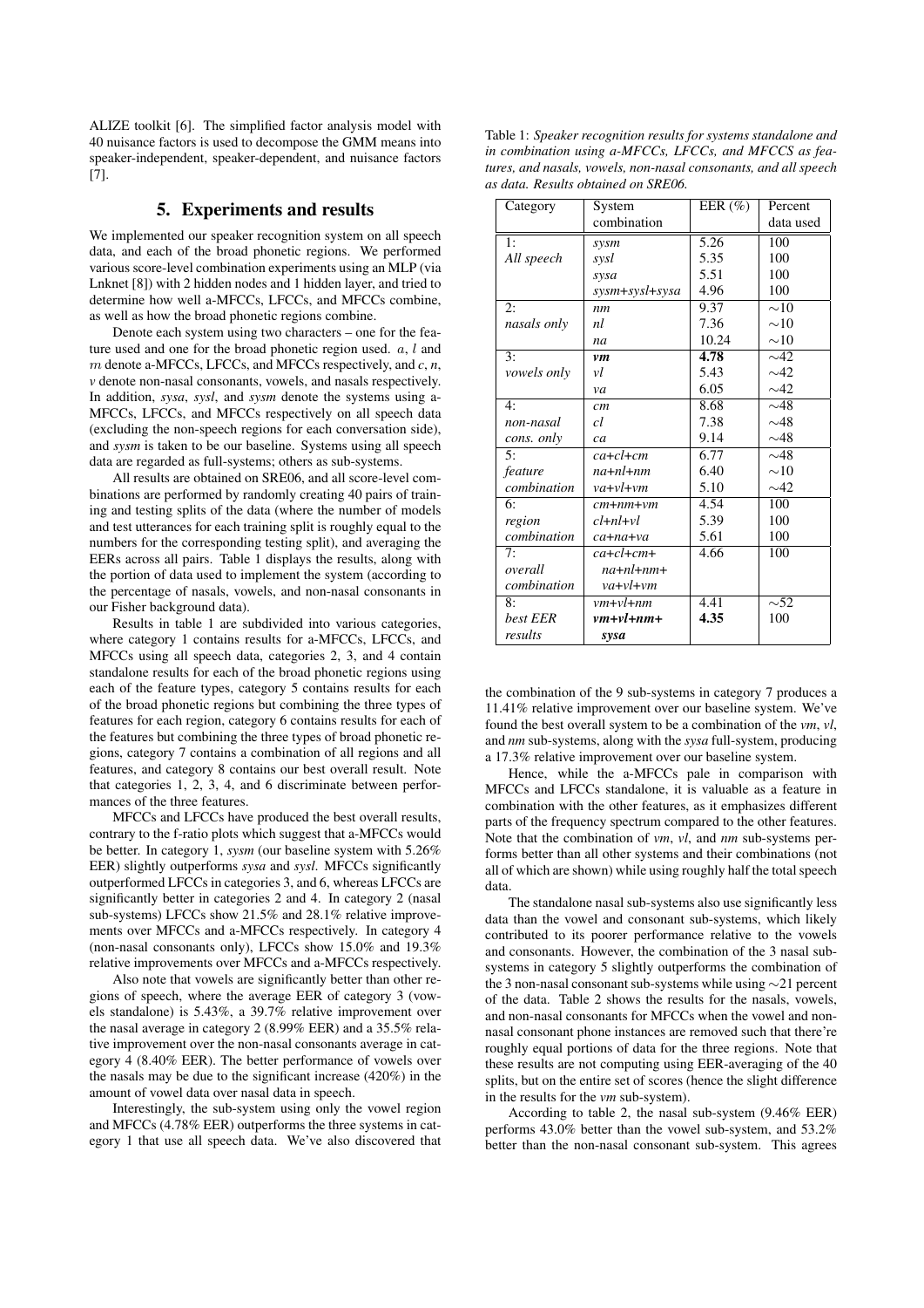ALIZE toolkit [6]. The simplified factor analysis model with 40 nuisance factors is used to decompose the GMM means into speaker-independent, speaker-dependent, and nuisance factors [7].

## 5. Experiments and results

We implemented our speaker recognition system on all speech data, and each of the broad phonetic regions. We performed various score-level combination experiments using an MLP (via Lnknet [8]) with 2 hidden nodes and 1 hidden layer, and tried to determine how well a-MFCCs, LFCCs, and MFCCs combine, as well as how the broad phonetic regions combine.

Denote each system using two characters – one for the feature used and one for the broad phonetic region used. $a$, $l$ and $m$ denote a-MFCCs, LFCCs, and MFCCs respectively, and $c$, $n$, $v$ denote non-nasal consonants, vowels, and nasals respectively. In addition, *sysa*, *sysl*, and *sysm* denote the systems using a-MFCCs, LFCCs, and MFCCs respectively on all speech data (excluding the non-speech regions for each conversation side), and *sysm* is taken to be our baseline. Systems using all speech data are regarded as full-systems; others as sub-systems.

All results are obtained on SRE06, and all score-level combinations are performed by randomly creating 40 pairs of training and testing splits of the data (where the number of models and test utterances for each training split is roughly equal to the numbers for the corresponding testing split), and averaging the EERs across all pairs. Table 1 displays the results, along with the portion of data used to implement the system (according to the percentage of nasals, vowels, and non-nasal consonants in our Fisher background data).

Results in table 1 are subdivided into various categories, where category 1 contains results for a-MFCCs, LFCCs, and MFCCs using all speech data, categories 2, 3, and 4 contain standalone results for each of the broad phonetic regions using each of the feature types, category 5 contains results for each of the broad phonetic regions but combining the three types of features for each region, category 6 contains results for each of the features but combining the three types of broad phonetic regions, category 7 contains a combination of all regions and all features, and category 8 contains our best overall result. Note that categories 1, 2, 3, 4, and 6 discriminate between performances of the three features.

MFCCs and LFCCs have produced the best overall results, contrary to the f-ratio plots which suggest that a-MFCCs would be better. In category 1, *sysm* (our baseline system with 5.26% EER) slightly outperforms *sysa* and *sysl*. MFCCs significantly outperformed LFCCs in categories 3, and 6, whereas LFCCs are significantly better in categories 2 and 4. In category 2 (nasal sub-systems) LFCCs show 21.5% and 28.1% relative improvements over MFCCs and a-MFCCs respectively. In category 4 (non-nasal consonants only), LFCCs show 15.0% and 19.3% relative improvements over MFCCs and a-MFCCs respectively.

Also note that vowels are significantly better than other regions of speech, where the average EER of category 3 (vowels standalone) is 5.43%, a 39.7% relative improvement over the nasal average in category 2 (8.99% EER) and a 35.5% relative improvement over the non-nasal consonants average in category 4 (8.40% EER). The better performance of vowels over the nasals may be due to the significant increase (420%) in the amount of vowel data over nasal data in speech.

Interestingly, the sub-system using only the vowel region and MFCCs (4.78% EER) outperforms the three systems in category 1 that use all speech data. We've also discovered that the combination of the 9 sub-systems in category 7 produces a 11.41% relative improvement over our baseline system. We've found the best overall system to be a combination of the *vm*, *vl*, and *nm* sub-systems, along with the *sysa* full-system, producing a 17.3% relative improvement over our baseline system.

Table 1: *Speaker recognition results for systems standalone and in combination using a-MFCCs, LFCCs, and MFCCS as features, and nasals, vowels, non-nasal consonants, and all speech as data. Results obtained on SRE06.*

| Category | System combination | EER (%) | Percent data used |
|---|---|---|---|
| 1: *All speech* | *sysm* | 5.26 | 100 |
| | *sysl* | 5.35 | 100 |
| | *sysa* | 5.51 | 100 |
| | *sysm+sysl+sysa* | 4.96 | 100 |
| 2: *nasals only* | *nm* | 9.37 | ∼10 |
| | *nl* | 7.36 | ∼10 |
| | *na* | 10.24 | ∼10 |
| 3: *vowels only* | ***vm*** | **4.78** | ∼42 |
| | *vl* | 5.43 | ∼42 |
| | *va* | 6.05 | ∼42 |
| 4: *non-nasal cons. only* | *cm* | 8.68 | ∼48 |
| | *cl* | 7.38 | ∼48 |
| | *ca* | 9.14 | ∼48 |
| 5: *feature combination* | *ca+cl+cm* | 6.77 | ∼48 |
| | *na+nl+nm* | 6.40 | ∼10 |
| | *va+vl+vm* | 5.10 | ∼42 |
| 6: *region combination* | *cm+nm+vm* | 4.54 | 100 |
| | *cl+nl+vl* | 5.39 | 100 |
| | *ca+na+va* | 5.61 | 100 |
| 7: *overall combination* | *ca+cl+cm+ na+nl+nm+ va+vl+vm* | 4.66 | 100 |
| 8: *best EER results* | *vm+vl+nm* | 4.41 | ∼52 |
| | ***vm+vl+nm+ sysa*** | **4.35** | 100 |

Hence, while the a-MFCCs pale in comparison with MFCCs and LFCCs standalone, it is valuable as a feature in combination with the other features, as it emphasizes different parts of the frequency spectrum compared to the other features. Note that the combination of *vm*, *vl*, and *nm* sub-systems performs better than all other systems and their combinations (not all of which are shown) while using roughly half the total speech data.

The standalone nasal sub-systems also use significantly less data than the vowel and consonant sub-systems, which likely contributed to its poorer performance relative to the vowels and consonants. However, the combination of the 3 nasal sub-systems in category 5 slightly outperforms the combination of the 3 non-nasal consonant sub-systems while using ∼21 percent of the data. Table 2 shows the results for the nasals, vowels, and non-nasal consonants for MFCCs when the vowel and non-nasal consonant phone instances are removed such that there're roughly equal portions of data for the three regions. Note that these results are not computing using EER-averaging of the 40 splits, but on the entire set of scores (hence the slight difference in the results for the *vm* sub-system).

According to table 2, the nasal sub-system (9.46% EER) performs 43.0% better than the vowel sub-system, and 53.2% better than the non-nasal consonant sub-system. This agrees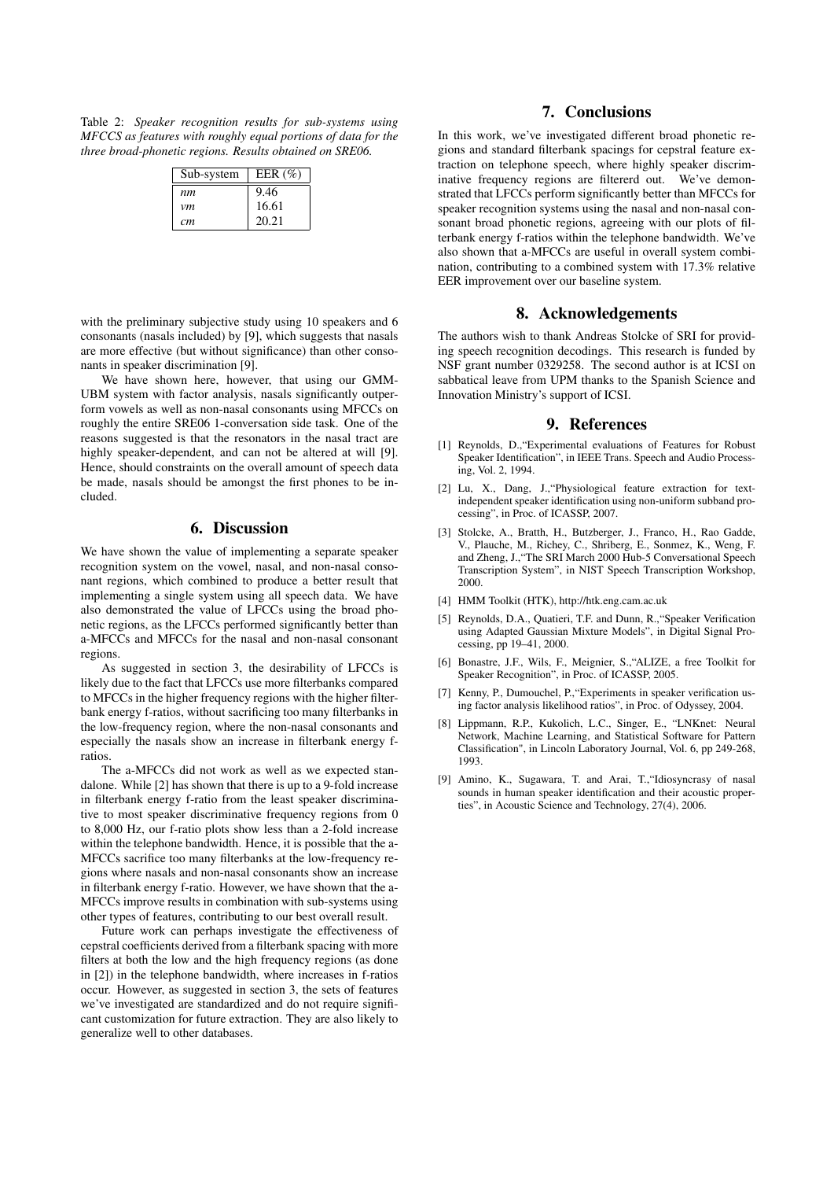Table 2: *Speaker recognition results for sub-systems using MFCCS as features with roughly equal portions of data for the three broad-phonetic regions. Results obtained on SRE06.*

| Sub-system | EER (%) |
|---|---|
| *nm* | 9.46 |
| *vm* | 16.61 |
| *cm* | 20.21 |

with the preliminary subjective study using 10 speakers and 6 consonants (nasals included) by [9], which suggests that nasals are more effective (but without significance) than other consonants in speaker discrimination [9].

We have shown here, however, that using our GMM-UBM system with factor analysis, nasals significantly outperform vowels as well as non-nasal consonants using MFCCs on roughly the entire SRE06 1-conversation side task. One of the reasons suggested is that the resonators in the nasal tract are highly speaker-dependent, and can not be altered at will [9]. Hence, should constraints on the overall amount of speech data be made, nasals should be amongst the first phones to be included.

## 6. Discussion

We have shown the value of implementing a separate speaker recognition system on the vowel, nasal, and non-nasal consonant regions, which combined to produce a better result that implementing a single system using all speech data. We have also demonstrated the value of LFCCs using the broad phonetic regions, as the LFCCs performed significantly better than a-MFCCs and MFCCs for the nasal and non-nasal consonant regions.

As suggested in section 3, the desirability of LFCCs is likely due to the fact that LFCCs use more filterbanks compared to MFCCs in the higher frequency regions with the higher filterbank energy f-ratios, without sacrificing too many filterbanks in the low-frequency region, where the non-nasal consonants and especially the nasals show an increase in filterbank energy f-ratios.

The a-MFCCs did not work as well as we expected standalone. While [2] has shown that there is up to a 9-fold increase in filterbank energy f-ratio from the least speaker discriminative to most speaker discriminative frequency regions from 0 to 8,000 Hz, our f-ratio plots show less than a 2-fold increase within the telephone bandwidth. Hence, it is possible that the a-MFCCs sacrifice too many filterbanks at the low-frequency regions where nasals and non-nasal consonants show an increase in filterbank energy f-ratio. However, we have shown that the a-MFCCs improve results in combination with sub-systems using other types of features, contributing to our best overall result.

Future work can perhaps investigate the effectiveness of cepstral coefficients derived from a filterbank spacing with more filters at both the low and the high frequency regions (as done in [2]) in the telephone bandwidth, where increases in f-ratios occur. However, as suggested in section 3, the sets of features we've investigated are standardized and do not require significant customization for future extraction. They are also likely to generalize well to other databases.

## 7. Conclusions

In this work, we've investigated different broad phonetic regions and standard filterbank spacings for cepstral feature extraction on telephone speech, where highly speaker discriminative frequency regions are filtererd out. We've demonstrated that LFCCs perform significantly better than MFCCs for speaker recognition systems using the nasal and non-nasal consonant broad phonetic regions, agreeing with our plots of filterbank energy f-ratios within the telephone bandwidth. We've also shown that a-MFCCs are useful in overall system combination, contributing to a combined system with 17.3% relative EER improvement over our baseline system.

## 8. Acknowledgements

The authors wish to thank Andreas Stolcke of SRI for providing speech recognition decodings. This research is funded by NSF grant number 0329258. The second author is at ICSI on sabbatical leave from UPM thanks to the Spanish Science and Innovation Ministry's support of ICSI.

## 9. References

[1] Reynolds, D.,"Experimental evaluations of Features for Robust Speaker Identification", in IEEE Trans. Speech and Audio Processing, Vol. 2, 1994.

[2] Lu, X., Dang, J.,"Physiological feature extraction for text-independent speaker identification using non-uniform subband processing", in Proc. of ICASSP, 2007.

[3] Stolcke, A., Bratth, H., Butzberger, J., Franco, H., Rao Gadde, V., Plauche, M., Richey, C., Shriberg, E., Sonmez, K., Weng, F. and Zheng, J.,"The SRI March 2000 Hub-5 Conversational Speech Transcription System", in NIST Speech Transcription Workshop, 2000.

[4] HMM Toolkit (HTK), http://htk.eng.cam.ac.uk

[5] Reynolds, D.A., Quatieri, T.F. and Dunn, R.,"Speaker Verification using Adapted Gaussian Mixture Models", in Digital Signal Processing, pp 19–41, 2000.

[6] Bonastre, J.F., Wils, F., Meignier, S.,"ALIZE, a free Toolkit for Speaker Recognition", in Proc. of ICASSP, 2005.

[7] Kenny, P., Dumouchel, P.,"Experiments in speaker verification using factor analysis likelihood ratios", in Proc. of Odyssey, 2004.

[8] Lippmann, R.P., Kukolich, L.C., Singer, E., "LNKnet: Neural Network, Machine Learning, and Statistical Software for Pattern Classification", in Lincoln Laboratory Journal, Vol. 6, pp 249-268, 1993.

[9] Amino, K., Sugawara, T. and Arai, T.,"Idiosyncrasy of nasal sounds in human speaker identification and their acoustic properties", in Acoustic Science and Technology, 27(4), 2006.